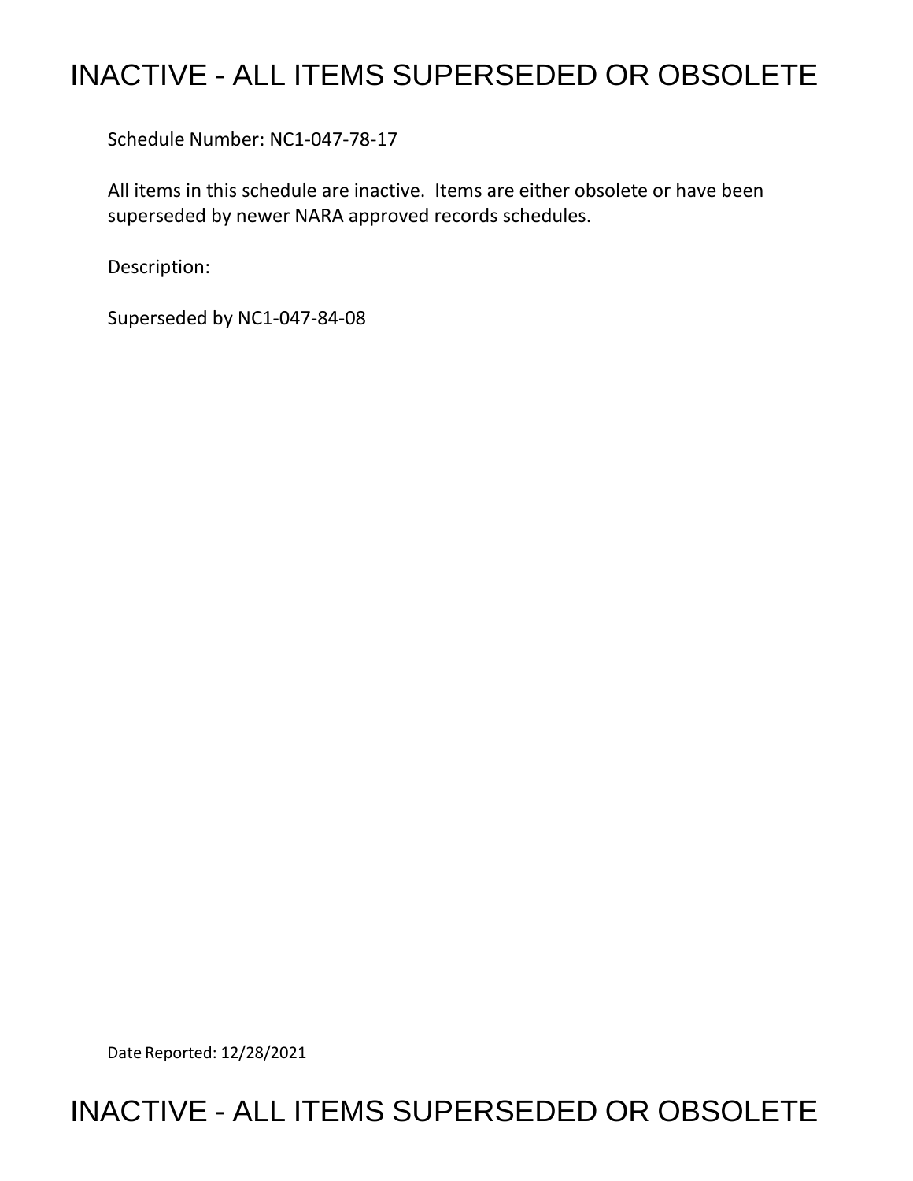# INACTIVE - ALL ITEMS SUPERSEDED OR OBSOLETE

Schedule Number: NC1-047-78-17

All items in this schedule are inactive. Items are either obsolete or have been superseded by newer NARA approved records schedules.

Description:

Superseded by NC1-047-84-08

Date Reported: 12/28/2021

# INACTIVE - ALL ITEMS SUPERSEDED OR OBSOLETE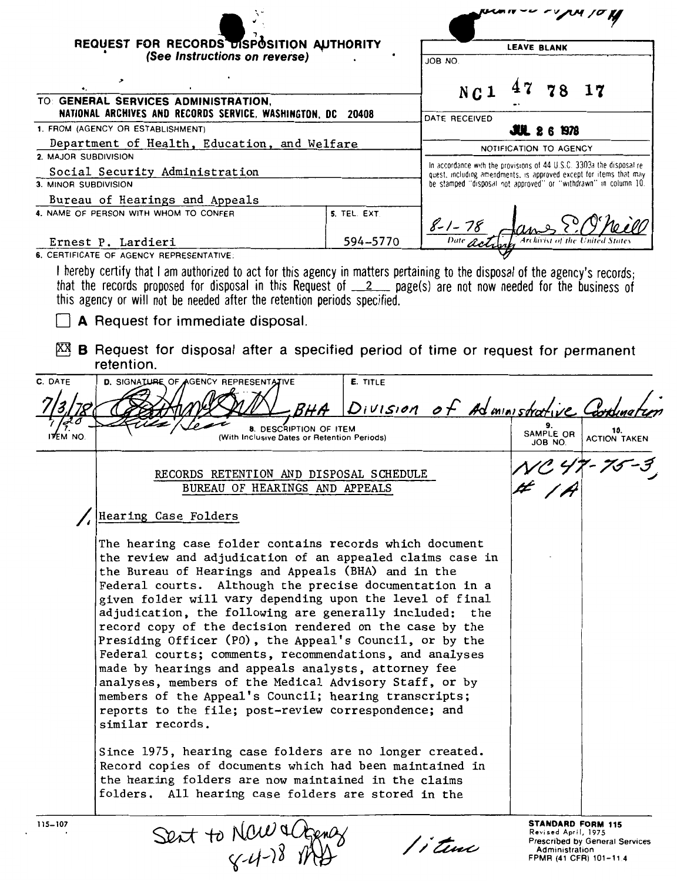**REQUEST FOR RECORDS DISPOSITION AUTHORITY**
*(See Instructions on reverse)*

| LEAVE BLANK |
|---|
| JOB NO. NC1 47 78 17 |
| DATE RECEIVED JUL 26 1978 |
| NOTIFICATION TO AGENCY |
| In accordance with the provisions of 44 U.S.C. 3303a the disposal request, including amendments, is approved except for items that may be stamped "disposal not approved" or "withdrawn" in column 10. |
| 8-1-78 (Date) — James E. O'Neill, acting Archivist of the United States |

TO: **GENERAL SERVICES ADMINISTRATION, NATIONAL ARCHIVES AND RECORDS SERVICE, WASHINGTON, DC 20408**

1. FROM (AGENCY OR ESTABLISHMENT)
Department of Health, Education, and Welfare

2. MAJOR SUBDIVISION
Social Security Administration

3. MINOR SUBDIVISION
Bureau of Hearings and Appeals

4. NAME OF PERSON WITH WHOM TO CONFER
Ernest P. Lardieri

5. TEL. EXT.
594-5770

6. CERTIFICATE OF AGENCY REPRESENTATIVE:

I hereby certify that I am authorized to act for this agency in matters pertaining to the disposal of the agency's records; that the records proposed for disposal in this Request of 2 page(s) are not now needed for the business of this agency or will not be needed after the retention periods specified.

☐ **A** Request for immediate disposal.

☒ **B** Request for disposal after a specified period of time or request for permanent retention.

| C. DATE | D. SIGNATURE OF AGENCY REPRESENTATIVE | E. TITLE |
|---|---|---|
| 7/3/78 | [signature], BHA | Division of Administrative Coordination |
| 7/20 | [signature] | |

| 7. ITEM NO. | 8. DESCRIPTION OF ITEM (With Inclusive Dates or Retention Periods) | 9. SAMPLE OR JOB NO. | 10. ACTION TAKEN |
|---|---|---|---|
| | RECORDS RETENTION AND DISPOSAL SCHEDULE<br>BUREAU OF HEARINGS AND APPEALS | NC 47-75-3, # 1A | |
| 1. | Hearing Case Folders<br><br>The hearing case folder contains records which document the review and adjudication of an appealed claims case in the Bureau of Hearings and Appeals (BHA) and in the Federal courts. Although the precise documentation in a given folder will vary depending upon the level of final adjudication, the following are generally included: the record copy of the decision rendered on the case by the Presiding Officer (PO), the Appeal's Council, or by the Federal courts; comments, recommendations, and analyses made by hearings and appeals analysts, attorney fee analyses, members of the Medical Advisory Staff, or by members of the Appeal's Council; hearing transcripts; reports to the file; post-review correspondence; and similar records.<br><br>Since 1975, hearing case folders are no longer created. Record copies of documents which had been maintained in the hearing folders are now maintained in the claims folders. All hearing case folders are stored in the | | |

115-107

Sent to NCW & Agency 8-4-78 MB

1 item

**STANDARD FORM 115**
Revised April, 1975
Prescribed by General Services Administration
FPMR (41 CFR) 101-11.4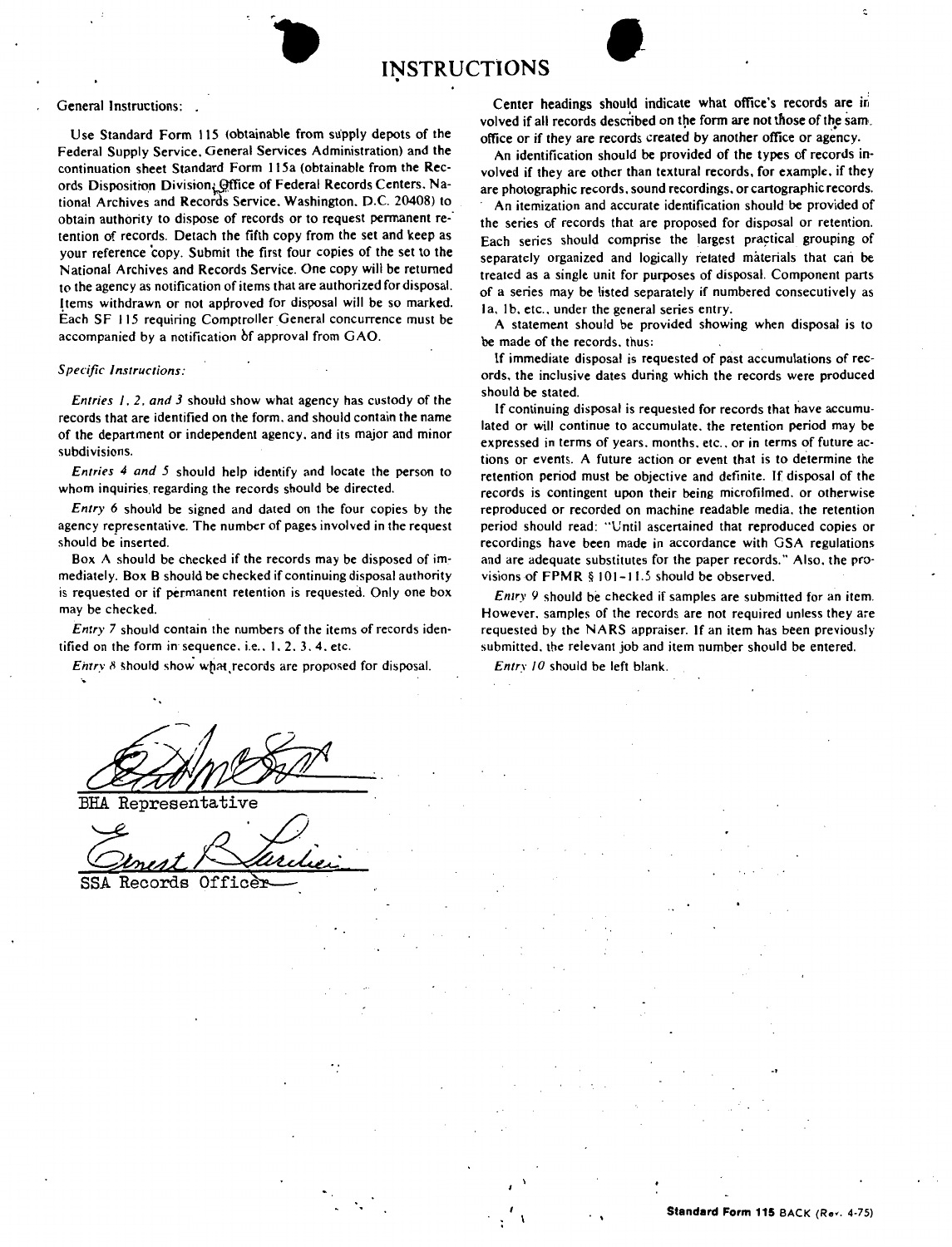# INSTRUCTIONS

General Instructions:

Use Standard Form 115 (obtainable from supply depots of the Federal Supply Service, General Services Administration) and the continuation sheet Standard Form 115a (obtainable from the Records Disposition Division, Office of Federal Records Centers, National Archives and Records Service, Washington, D.C. 20408) to obtain authority to dispose of records or to request permanent retention of records. Detach the fifth copy from the set and keep as your reference copy. Submit the first four copies of the set to the National Archives and Records Service. One copy will be returned to the agency as notification of items that are authorized for disposal. Items withdrawn or not approved for disposal will be so marked. Each SF 115 requiring Comptroller General concurrence must be accompanied by a notification of approval from GAO.

*Specific Instructions:*

*Entries 1, 2, and 3* should show what agency has custody of the records that are identified on the form, and should contain the name of the department or independent agency, and its major and minor subdivisions.

*Entries 4 and 5* should help identify and locate the person to whom inquiries regarding the records should be directed.

*Entry 6* should be signed and dated on the four copies by the agency representative. The number of pages involved in the request should be inserted.

Box A should be checked if the records may be disposed of immediately. Box B should be checked if continuing disposal authority is requested or if permanent retention is requested. Only one box may be checked.

*Entry 7* should contain the numbers of the items of records identified on the form in sequence, i.e., 1, 2, 3, 4, etc.

*Entry 8* should show what records are proposed for disposal.

Center headings should indicate what office's records are involved if all records described on the form are not those of the same office or if they are records created by another office or agency.

An identification should be provided of the types of records involved if they are other than textural records, for example, if they are photographic records, sound recordings, or cartographic records.

An itemization and accurate identification should be provided of the series of records that are proposed for disposal or retention. Each series should comprise the largest practical grouping of separately organized and logically related materials that can be treated as a single unit for purposes of disposal. Component parts of a series may be listed separately if numbered consecutively as 1a, 1b, etc., under the general series entry.

A statement should be provided showing when disposal is to be made of the records, thus:

If immediate disposal is requested of past accumulations of records, the inclusive dates during which the records were produced should be stated.

If continuing disposal is requested for records that have accumulated or will continue to accumulate, the retention period may be expressed in terms of years, months, etc., or in terms of future actions or events. A future action or event that is to determine the retention period must be objective and definite. If disposal of the records is contingent upon their being microfilmed, or otherwise reproduced or recorded on machine readable media, the retention period should read: "Until ascertained that reproduced copies or recordings have been made in accordance with GSA regulations and are adequate substitutes for the paper records." Also, the provisions of FPMR § 101-11.5 should be observed.

*Entry 9* should be checked if samples are submitted for an item. However, samples of the records are not required unless they are requested by the NARS appraiser. If an item has been previously submitted, the relevant job and item number should be entered.

*Entry 10* should be left blank.

BHA Representative

Ernest B. Sardieri
SSA Records Officer

**Standard Form 115** BACK (Rev. 4-75)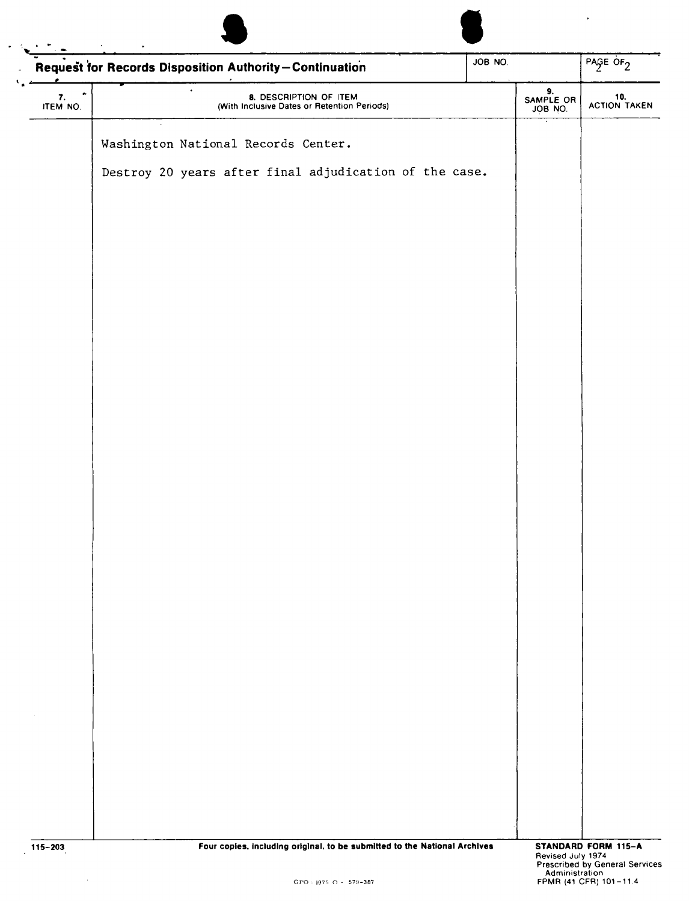## Request for Records Disposition Authority—Continuation

| JOB NO. | PAGE 2 OF 2 |
|---|---|
| | |

| 7. ITEM NO. | 8. DESCRIPTION OF ITEM (With Inclusive Dates or Retention Periods) | 9. SAMPLE OR JOB NO. | 10. ACTION TAKEN |
|---|---|---|---|
| | Washington National Records Center.<br><br>Destroy 20 years after final adjudication of the case. | | |

115-203

Four copies, including original, to be submitted to the National Archives

STANDARD FORM 115-A
Revised July 1974
Prescribed by General Services Administration
FPMR (41 CFR) 101-11.4

GPO : 1975 O - 579-387